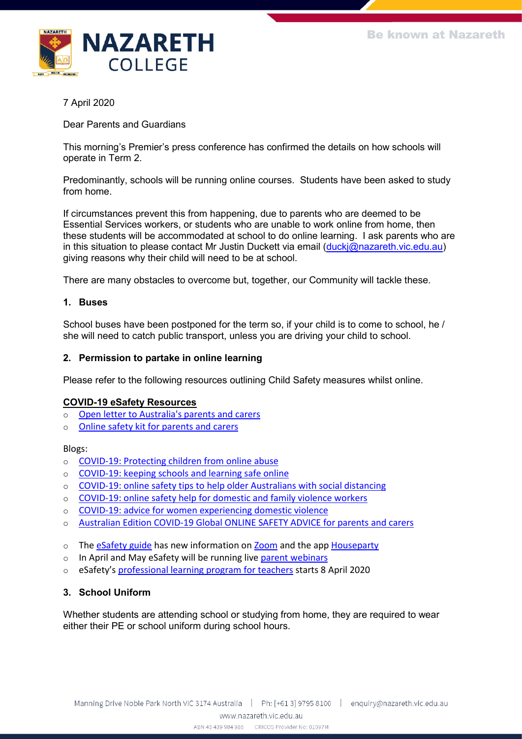NAZARETH COLLEGE

Be known at Nazareth

7 April 2020

Dear Parents and Guardians

This morning's Premier's press conference has confirmed the details on how schools will operate in Term 2.

Predominantly, schools will be running online courses. Students have been asked to study from home.

If circumstances prevent this from happening, due to parents who are deemed to be Essential Services workers, or students who are unable to work online from home, then these students will be accommodated at school to do online learning. I ask parents who are in this situation to please contact Mr Justin Duckett via email (duckj@nazareth.vic.edu.au) giving reasons why their child will need to be at school.

There are many obstacles to overcome but, together, our Community will tackle these.

**1. Buses**

School buses have been postponed for the term so, if your child is to come to school, he / she will need to catch public transport, unless you are driving your child to school.

**2. Permission to partake in online learning**

Please refer to the following resources outlining Child Safety measures whilst online.

**COVID-19 eSafety Resources**

- Open letter to Australia's parents and carers
- Online safety kit for parents and carers

Blogs:

- COVID-19: Protecting children from online abuse
- COVID-19: keeping schools and learning safe online
- COVID-19: online safety tips to help older Australians with social distancing
- COVID-19: online safety help for domestic and family violence workers
- COVID-19: advice for women experiencing domestic violence
- Australian Edition COVID-19 Global ONLINE SAFETY ADVICE for parents and carers

- The eSafety guide has new information on Zoom and the app Houseparty
- In April and May eSafety will be running live parent webinars
- eSafety's professional learning program for teachers starts 8 April 2020

**3. School Uniform**

Whether students are attending school or studying from home, they are required to wear either their PE or school uniform during school hours.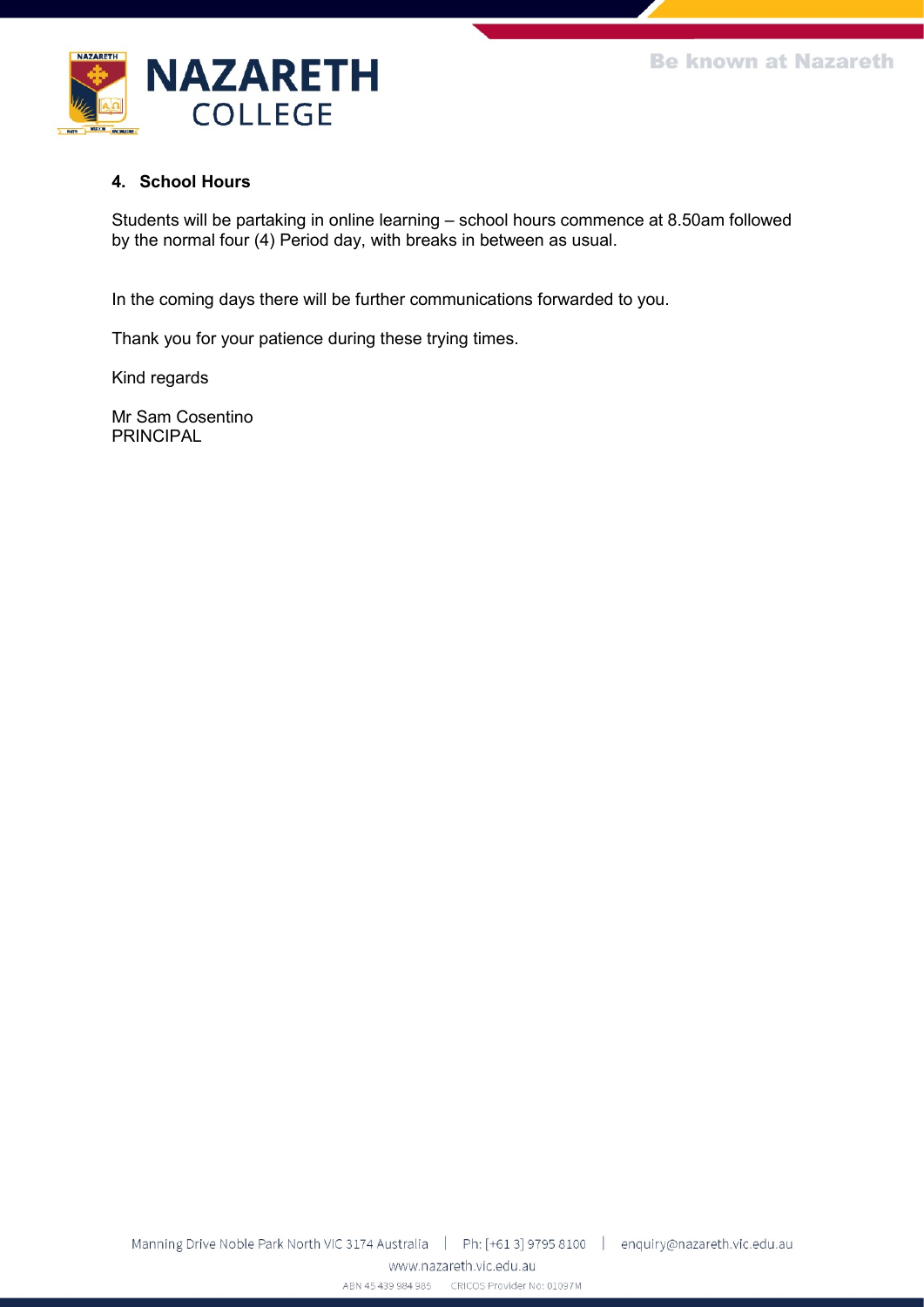### 4. School Hours

Students will be partaking in online learning – school hours commence at 8.50am followed by the normal four (4) Period day, with breaks in between as usual.

In the coming days there will be further communications forwarded to you.

Thank you for your patience during these trying times.

Kind regards

Mr Sam Cosentino
PRINCIPAL